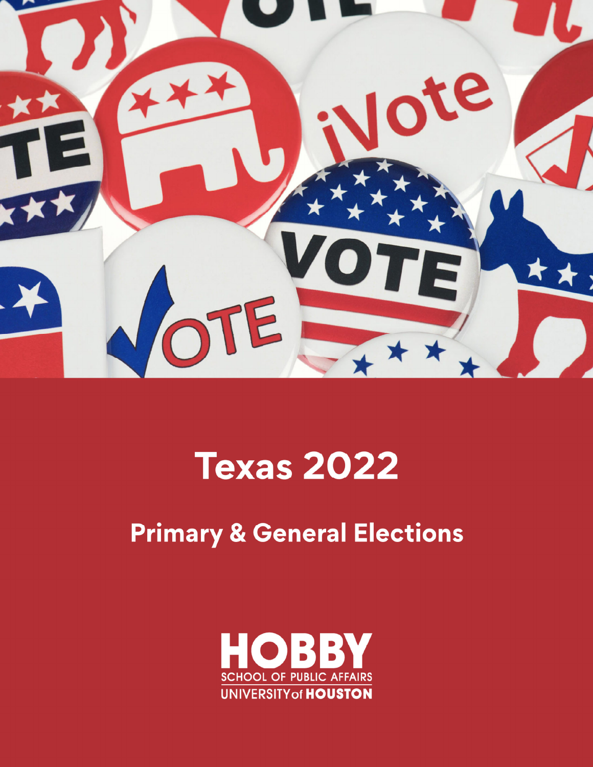# Texas 2022

## Primary & General Elections

HOBBY
SCHOOL OF PUBLIC AFFAIRS
UNIVERSITY of HOUSTON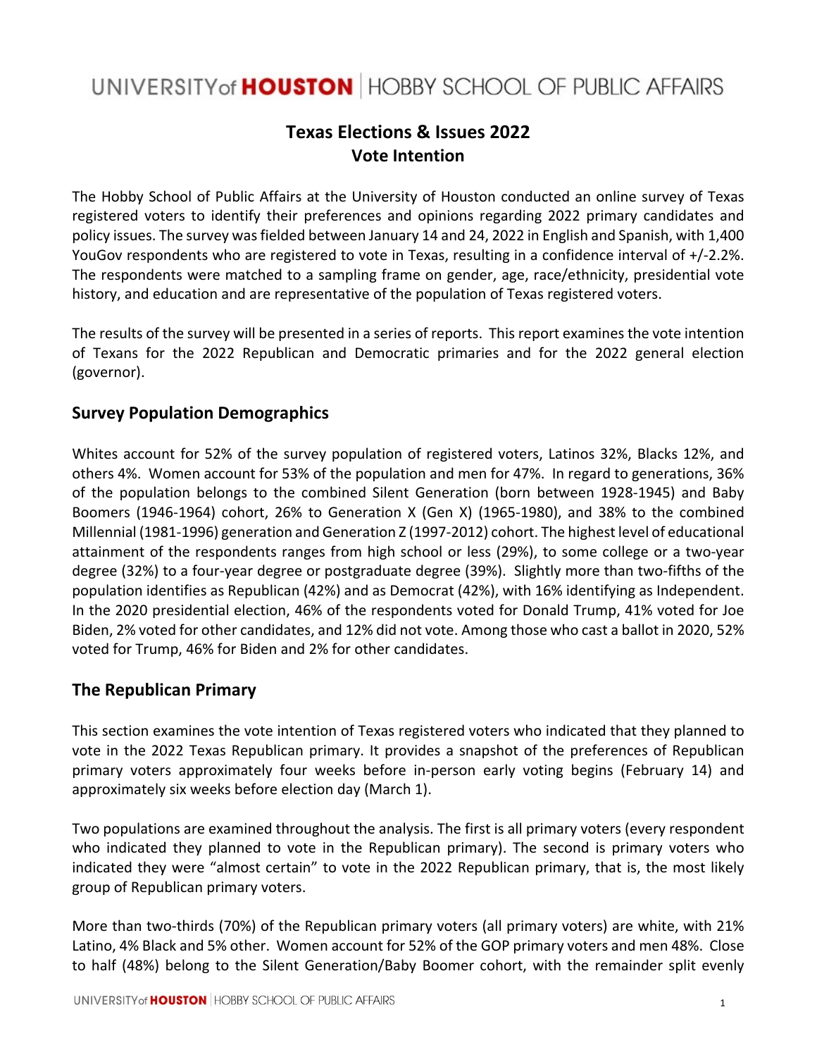# Texas Elections & Issues 2022
## Vote Intention

The Hobby School of Public Affairs at the University of Houston conducted an online survey of Texas registered voters to identify their preferences and opinions regarding 2022 primary candidates and policy issues. The survey was fielded between January 14 and 24, 2022 in English and Spanish, with 1,400 YouGov respondents who are registered to vote in Texas, resulting in a confidence interval of +/-2.2%. The respondents were matched to a sampling frame on gender, age, race/ethnicity, presidential vote history, and education and are representative of the population of Texas registered voters.

The results of the survey will be presented in a series of reports. This report examines the vote intention of Texans for the 2022 Republican and Democratic primaries and for the 2022 general election (governor).

### Survey Population Demographics

Whites account for 52% of the survey population of registered voters, Latinos 32%, Blacks 12%, and others 4%. Women account for 53% of the population and men for 47%. In regard to generations, 36% of the population belongs to the combined Silent Generation (born between 1928-1945) and Baby Boomers (1946-1964) cohort, 26% to Generation X (Gen X) (1965-1980), and 38% to the combined Millennial (1981-1996) generation and Generation Z (1997-2012) cohort. The highest level of educational attainment of the respondents ranges from high school or less (29%), to some college or a two-year degree (32%) to a four-year degree or postgraduate degree (39%). Slightly more than two-fifths of the population identifies as Republican (42%) and as Democrat (42%), with 16% identifying as Independent. In the 2020 presidential election, 46% of the respondents voted for Donald Trump, 41% voted for Joe Biden, 2% voted for other candidates, and 12% did not vote. Among those who cast a ballot in 2020, 52% voted for Trump, 46% for Biden and 2% for other candidates.

### The Republican Primary

This section examines the vote intention of Texas registered voters who indicated that they planned to vote in the 2022 Texas Republican primary. It provides a snapshot of the preferences of Republican primary voters approximately four weeks before in-person early voting begins (February 14) and approximately six weeks before election day (March 1).

Two populations are examined throughout the analysis. The first is all primary voters (every respondent who indicated they planned to vote in the Republican primary). The second is primary voters who indicated they were "almost certain" to vote in the 2022 Republican primary, that is, the most likely group of Republican primary voters.

More than two-thirds (70%) of the Republican primary voters (all primary voters) are white, with 21% Latino, 4% Black and 5% other. Women account for 52% of the GOP primary voters and men 48%. Close to half (48%) belong to the Silent Generation/Baby Boomer cohort, with the remainder split evenly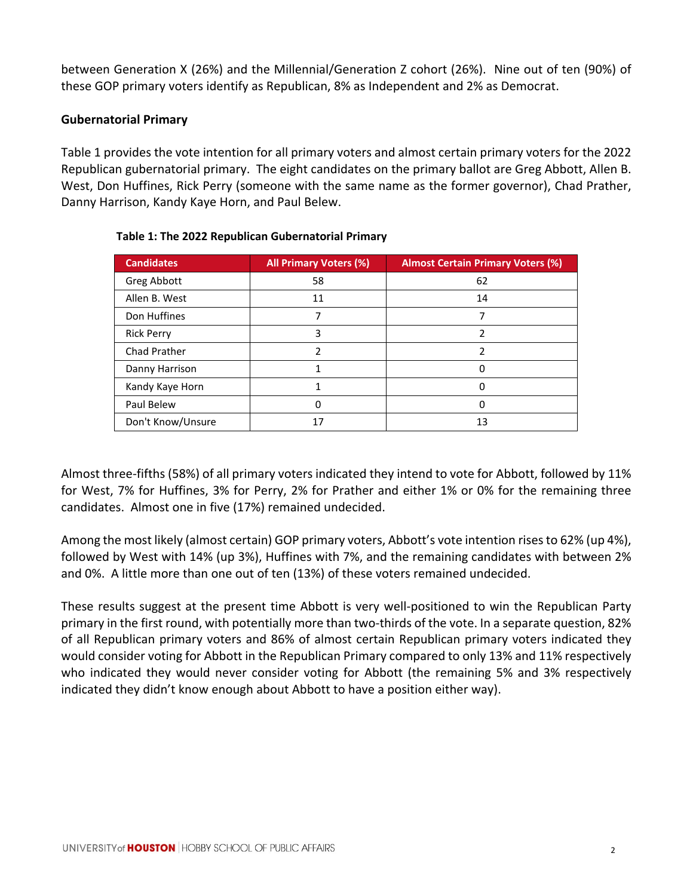between Generation X (26%) and the Millennial/Generation Z cohort (26%). Nine out of ten (90%) of these GOP primary voters identify as Republican, 8% as Independent and 2% as Democrat.

## Gubernatorial Primary

Table 1 provides the vote intention for all primary voters and almost certain primary voters for the 2022 Republican gubernatorial primary. The eight candidates on the primary ballot are Greg Abbott, Allen B. West, Don Huffines, Rick Perry (someone with the same name as the former governor), Chad Prather, Danny Harrison, Kandy Kaye Horn, and Paul Belew.

**Table 1: The 2022 Republican Gubernatorial Primary**

| Candidates | All Primary Voters (%) | Almost Certain Primary Voters (%) |
|---|---|---|
| Greg Abbott | 58 | 62 |
| Allen B. West | 11 | 14 |
| Don Huffines | 7 | 7 |
| Rick Perry | 3 | 2 |
| Chad Prather | 2 | 2 |
| Danny Harrison | 1 | 0 |
| Kandy Kaye Horn | 1 | 0 |
| Paul Belew | 0 | 0 |
| Don't Know/Unsure | 17 | 13 |

Almost three-fifths (58%) of all primary voters indicated they intend to vote for Abbott, followed by 11% for West, 7% for Huffines, 3% for Perry, 2% for Prather and either 1% or 0% for the remaining three candidates. Almost one in five (17%) remained undecided.

Among the most likely (almost certain) GOP primary voters, Abbott's vote intention rises to 62% (up 4%), followed by West with 14% (up 3%), Huffines with 7%, and the remaining candidates with between 2% and 0%. A little more than one out of ten (13%) of these voters remained undecided.

These results suggest at the present time Abbott is very well-positioned to win the Republican Party primary in the first round, with potentially more than two-thirds of the vote. In a separate question, 82% of all Republican primary voters and 86% of almost certain Republican primary voters indicated they would consider voting for Abbott in the Republican Primary compared to only 13% and 11% respectively who indicated they would never consider voting for Abbott (the remaining 5% and 3% respectively indicated they didn't know enough about Abbott to have a position either way).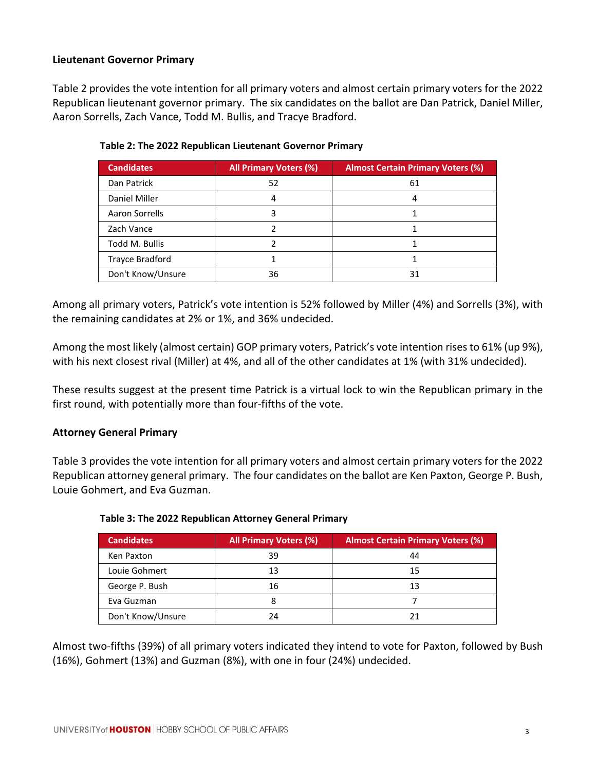**Lieutenant Governor Primary**

Table 2 provides the vote intention for all primary voters and almost certain primary voters for the 2022 Republican lieutenant governor primary. The six candidates on the ballot are Dan Patrick, Daniel Miller, Aaron Sorrells, Zach Vance, Todd M. Bullis, and Tracye Bradford.

**Table 2: The 2022 Republican Lieutenant Governor Primary**

| Candidates | All Primary Voters (%) | Almost Certain Primary Voters (%) |
|---|---|---|
| Dan Patrick | 52 | 61 |
| Daniel Miller | 4 | 4 |
| Aaron Sorrells | 3 | 1 |
| Zach Vance | 2 | 1 |
| Todd M. Bullis | 2 | 1 |
| Trayce Bradford | 1 | 1 |
| Don't Know/Unsure | 36 | 31 |

Among all primary voters, Patrick's vote intention is 52% followed by Miller (4%) and Sorrells (3%), with the remaining candidates at 2% or 1%, and 36% undecided.

Among the most likely (almost certain) GOP primary voters, Patrick's vote intention rises to 61% (up 9%), with his next closest rival (Miller) at 4%, and all of the other candidates at 1% (with 31% undecided).

These results suggest at the present time Patrick is a virtual lock to win the Republican primary in the first round, with potentially more than four-fifths of the vote.

**Attorney General Primary**

Table 3 provides the vote intention for all primary voters and almost certain primary voters for the 2022 Republican attorney general primary. The four candidates on the ballot are Ken Paxton, George P. Bush, Louie Gohmert, and Eva Guzman.

**Table 3: The 2022 Republican Attorney General Primary**

| Candidates | All Primary Voters (%) | Almost Certain Primary Voters (%) |
|---|---|---|
| Ken Paxton | 39 | 44 |
| Louie Gohmert | 13 | 15 |
| George P. Bush | 16 | 13 |
| Eva Guzman | 8 | 7 |
| Don't Know/Unsure | 24 | 21 |

Almost two-fifths (39%) of all primary voters indicated they intend to vote for Paxton, followed by Bush (16%), Gohmert (13%) and Guzman (8%), with one in four (24%) undecided.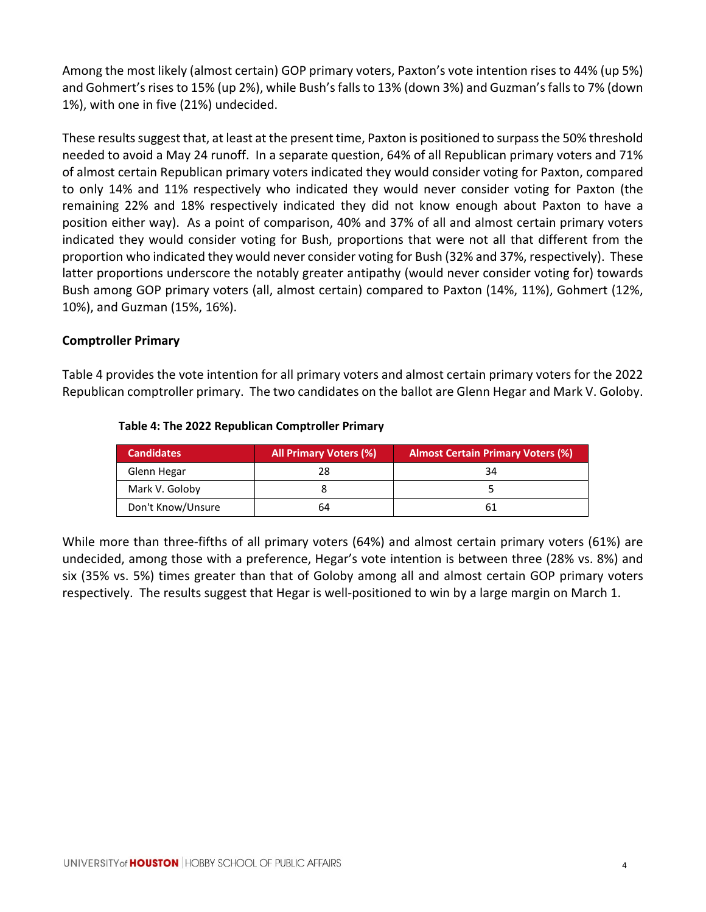Among the most likely (almost certain) GOP primary voters, Paxton's vote intention rises to 44% (up 5%) and Gohmert's rises to 15% (up 2%), while Bush's falls to 13% (down 3%) and Guzman's falls to 7% (down 1%), with one in five (21%) undecided.

These results suggest that, at least at the present time, Paxton is positioned to surpass the 50% threshold needed to avoid a May 24 runoff. In a separate question, 64% of all Republican primary voters and 71% of almost certain Republican primary voters indicated they would consider voting for Paxton, compared to only 14% and 11% respectively who indicated they would never consider voting for Paxton (the remaining 22% and 18% respectively indicated they did not know enough about Paxton to have a position either way). As a point of comparison, 40% and 37% of all and almost certain primary voters indicated they would consider voting for Bush, proportions that were not all that different from the proportion who indicated they would never consider voting for Bush (32% and 37%, respectively). These latter proportions underscore the notably greater antipathy (would never consider voting for) towards Bush among GOP primary voters (all, almost certain) compared to Paxton (14%, 11%), Gohmert (12%, 10%), and Guzman (15%, 16%).

## Comptroller Primary

Table 4 provides the vote intention for all primary voters and almost certain primary voters for the 2022 Republican comptroller primary. The two candidates on the ballot are Glenn Hegar and Mark V. Goloby.

**Table 4: The 2022 Republican Comptroller Primary**

| Candidates | All Primary Voters (%) | Almost Certain Primary Voters (%) |
|---|---|---|
| Glenn Hegar | 28 | 34 |
| Mark V. Goloby | 8 | 5 |
| Don't Know/Unsure | 64 | 61 |

While more than three-fifths of all primary voters (64%) and almost certain primary voters (61%) are undecided, among those with a preference, Hegar's vote intention is between three (28% vs. 8%) and six (35% vs. 5%) times greater than that of Goloby among all and almost certain GOP primary voters respectively. The results suggest that Hegar is well-positioned to win by a large margin on March 1.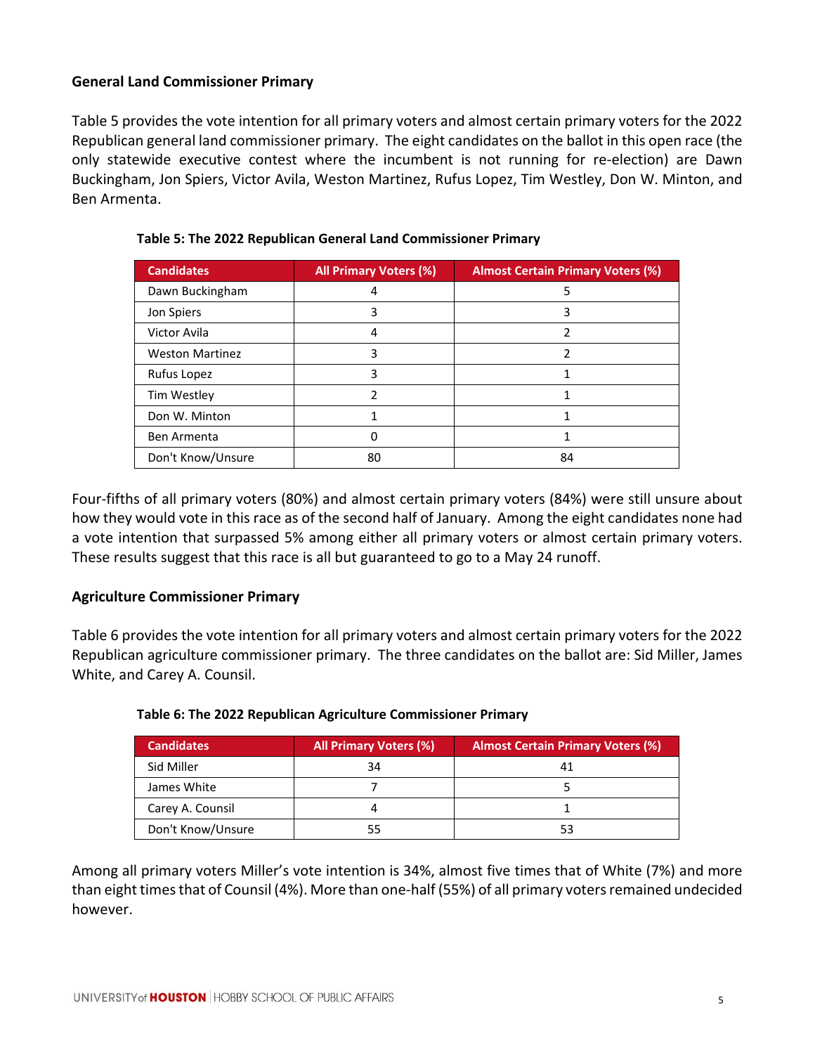### General Land Commissioner Primary

Table 5 provides the vote intention for all primary voters and almost certain primary voters for the 2022 Republican general land commissioner primary. The eight candidates on the ballot in this open race (the only statewide executive contest where the incumbent is not running for re-election) are Dawn Buckingham, Jon Spiers, Victor Avila, Weston Martinez, Rufus Lopez, Tim Westley, Don W. Minton, and Ben Armenta.

**Table 5: The 2022 Republican General Land Commissioner Primary**

| Candidates | All Primary Voters (%) | Almost Certain Primary Voters (%) |
| --- | --- | --- |
| Dawn Buckingham | 4 | 5 |
| Jon Spiers | 3 | 3 |
| Victor Avila | 4 | 2 |
| Weston Martinez | 3 | 2 |
| Rufus Lopez | 3 | 1 |
| Tim Westley | 2 | 1 |
| Don W. Minton | 1 | 1 |
| Ben Armenta | 0 | 1 |
| Don't Know/Unsure | 80 | 84 |

Four-fifths of all primary voters (80%) and almost certain primary voters (84%) were still unsure about how they would vote in this race as of the second half of January. Among the eight candidates none had a vote intention that surpassed 5% among either all primary voters or almost certain primary voters. These results suggest that this race is all but guaranteed to go to a May 24 runoff.

### Agriculture Commissioner Primary

Table 6 provides the vote intention for all primary voters and almost certain primary voters for the 2022 Republican agriculture commissioner primary. The three candidates on the ballot are: Sid Miller, James White, and Carey A. Counsil.

**Table 6: The 2022 Republican Agriculture Commissioner Primary**

| Candidates | All Primary Voters (%) | Almost Certain Primary Voters (%) |
| --- | --- | --- |
| Sid Miller | 34 | 41 |
| James White | 7 | 5 |
| Carey A. Counsil | 4 | 1 |
| Don't Know/Unsure | 55 | 53 |

Among all primary voters Miller's vote intention is 34%, almost five times that of White (7%) and more than eight times that of Counsil (4%). More than one-half (55%) of all primary voters remained undecided however.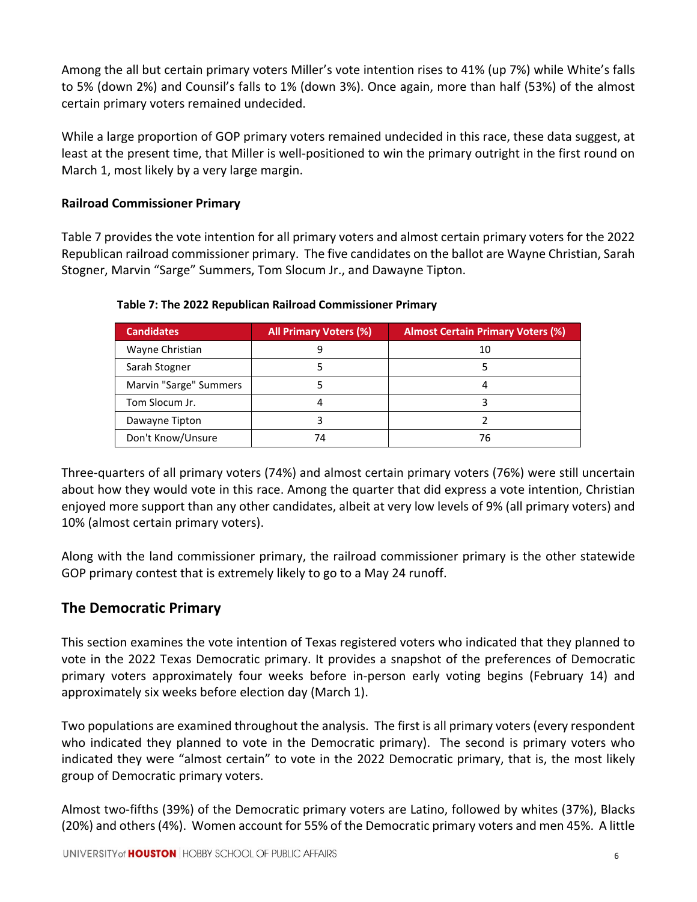Among the all but certain primary voters Miller's vote intention rises to 41% (up 7%) while White's falls to 5% (down 2%) and Counsil's falls to 1% (down 3%). Once again, more than half (53%) of the almost certain primary voters remained undecided.

While a large proportion of GOP primary voters remained undecided in this race, these data suggest, at least at the present time, that Miller is well-positioned to win the primary outright in the first round on March 1, most likely by a very large margin.

**Railroad Commissioner Primary**

Table 7 provides the vote intention for all primary voters and almost certain primary voters for the 2022 Republican railroad commissioner primary. The five candidates on the ballot are Wayne Christian, Sarah Stogner, Marvin "Sarge" Summers, Tom Slocum Jr., and Dawayne Tipton.

**Table 7: The 2022 Republican Railroad Commissioner Primary**

| Candidates | All Primary Voters (%) | Almost Certain Primary Voters (%) |
|---|---|---|
| Wayne Christian | 9 | 10 |
| Sarah Stogner | 5 | 5 |
| Marvin "Sarge" Summers | 5 | 4 |
| Tom Slocum Jr. | 4 | 3 |
| Dawayne Tipton | 3 | 2 |
| Don't Know/Unsure | 74 | 76 |

Three-quarters of all primary voters (74%) and almost certain primary voters (76%) were still uncertain about how they would vote in this race. Among the quarter that did express a vote intention, Christian enjoyed more support than any other candidates, albeit at very low levels of 9% (all primary voters) and 10% (almost certain primary voters).

Along with the land commissioner primary, the railroad commissioner primary is the other statewide GOP primary contest that is extremely likely to go to a May 24 runoff.

## The Democratic Primary

This section examines the vote intention of Texas registered voters who indicated that they planned to vote in the 2022 Texas Democratic primary. It provides a snapshot of the preferences of Democratic primary voters approximately four weeks before in-person early voting begins (February 14) and approximately six weeks before election day (March 1).

Two populations are examined throughout the analysis. The first is all primary voters (every respondent who indicated they planned to vote in the Democratic primary). The second is primary voters who indicated they were "almost certain" to vote in the 2022 Democratic primary, that is, the most likely group of Democratic primary voters.

Almost two-fifths (39%) of the Democratic primary voters are Latino, followed by whites (37%), Blacks (20%) and others (4%). Women account for 55% of the Democratic primary voters and men 45%. A little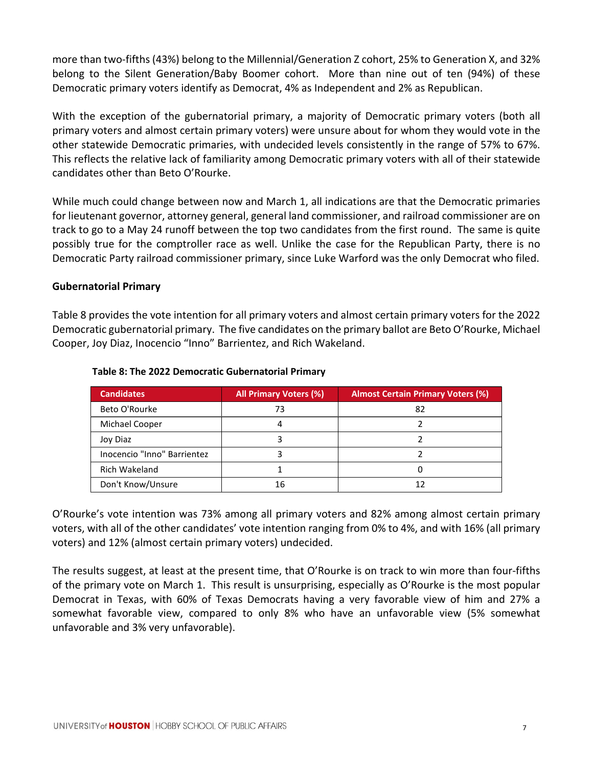more than two-fifths (43%) belong to the Millennial/Generation Z cohort, 25% to Generation X, and 32% belong to the Silent Generation/Baby Boomer cohort. More than nine out of ten (94%) of these Democratic primary voters identify as Democrat, 4% as Independent and 2% as Republican.

With the exception of the gubernatorial primary, a majority of Democratic primary voters (both all primary voters and almost certain primary voters) were unsure about for whom they would vote in the other statewide Democratic primaries, with undecided levels consistently in the range of 57% to 67%. This reflects the relative lack of familiarity among Democratic primary voters with all of their statewide candidates other than Beto O'Rourke.

While much could change between now and March 1, all indications are that the Democratic primaries for lieutenant governor, attorney general, general land commissioner, and railroad commissioner are on track to go to a May 24 runoff between the top two candidates from the first round. The same is quite possibly true for the comptroller race as well. Unlike the case for the Republican Party, there is no Democratic Party railroad commissioner primary, since Luke Warford was the only Democrat who filed.

**Gubernatorial Primary**

Table 8 provides the vote intention for all primary voters and almost certain primary voters for the 2022 Democratic gubernatorial primary. The five candidates on the primary ballot are Beto O'Rourke, Michael Cooper, Joy Diaz, Inocencio "Inno" Barrientez, and Rich Wakeland.

**Table 8: The 2022 Democratic Gubernatorial Primary**

| Candidates | All Primary Voters (%) | Almost Certain Primary Voters (%) |
|---|---|---|
| Beto O'Rourke | 73 | 82 |
| Michael Cooper | 4 | 2 |
| Joy Diaz | 3 | 2 |
| Inocencio "Inno" Barrientez | 3 | 2 |
| Rich Wakeland | 1 | 0 |
| Don't Know/Unsure | 16 | 12 |

O'Rourke's vote intention was 73% among all primary voters and 82% among almost certain primary voters, with all of the other candidates' vote intention ranging from 0% to 4%, and with 16% (all primary voters) and 12% (almost certain primary voters) undecided.

The results suggest, at least at the present time, that O'Rourke is on track to win more than four-fifths of the primary vote on March 1. This result is unsurprising, especially as O'Rourke is the most popular Democrat in Texas, with 60% of Texas Democrats having a very favorable view of him and 27% a somewhat favorable view, compared to only 8% who have an unfavorable view (5% somewhat unfavorable and 3% very unfavorable).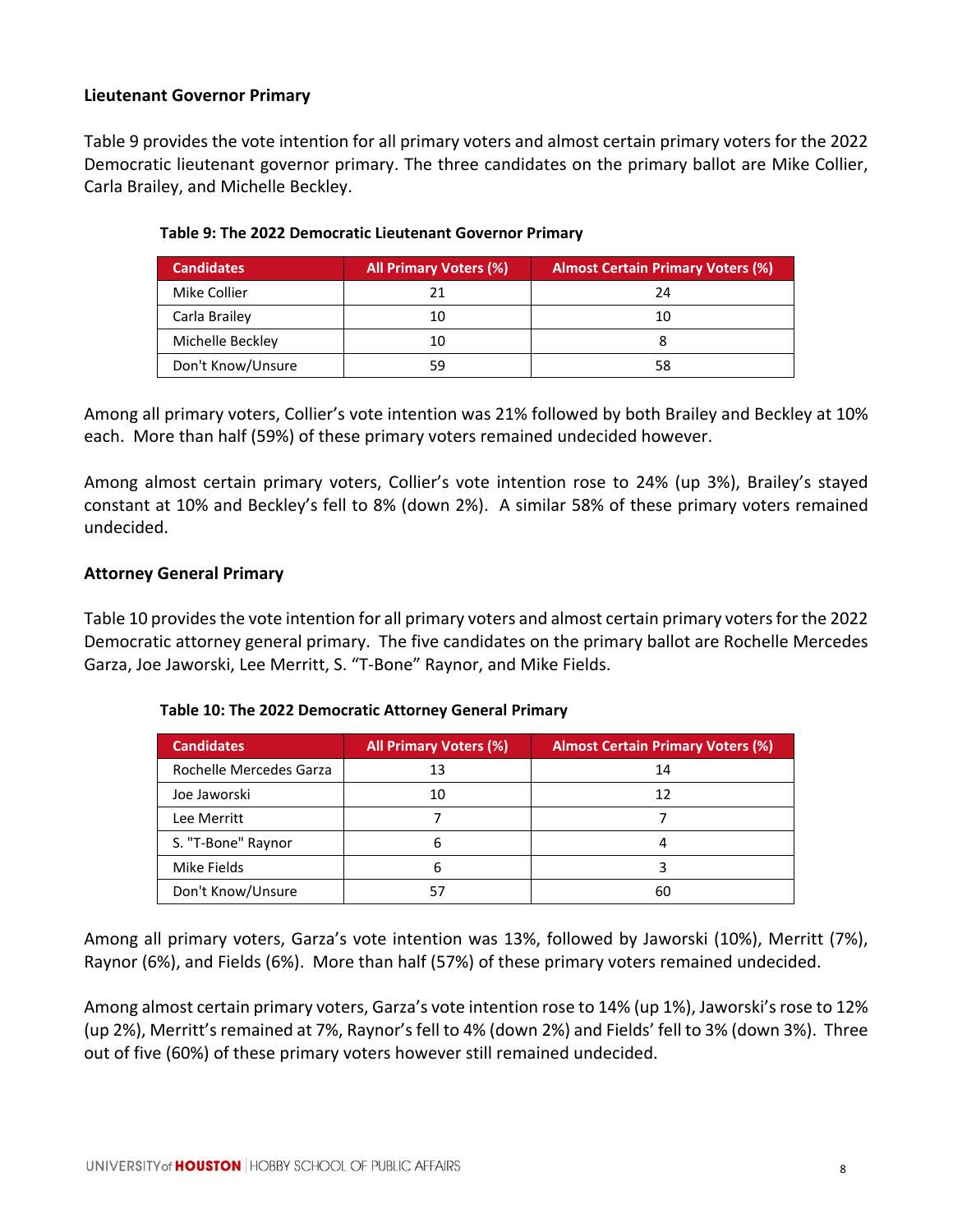### Lieutenant Governor Primary

Table 9 provides the vote intention for all primary voters and almost certain primary voters for the 2022 Democratic lieutenant governor primary. The three candidates on the primary ballot are Mike Collier, Carla Brailey, and Michelle Beckley.

**Table 9: The 2022 Democratic Lieutenant Governor Primary**

| Candidates | All Primary Voters (%) | Almost Certain Primary Voters (%) |
|---|---|---|
| Mike Collier | 21 | 24 |
| Carla Brailey | 10 | 10 |
| Michelle Beckley | 10 | 8 |
| Don't Know/Unsure | 59 | 58 |

Among all primary voters, Collier's vote intention was 21% followed by both Brailey and Beckley at 10% each. More than half (59%) of these primary voters remained undecided however.

Among almost certain primary voters, Collier's vote intention rose to 24% (up 3%), Brailey's stayed constant at 10% and Beckley's fell to 8% (down 2%). A similar 58% of these primary voters remained undecided.

### Attorney General Primary

Table 10 provides the vote intention for all primary voters and almost certain primary voters for the 2022 Democratic attorney general primary. The five candidates on the primary ballot are Rochelle Mercedes Garza, Joe Jaworski, Lee Merritt, S. "T-Bone" Raynor, and Mike Fields.

**Table 10: The 2022 Democratic Attorney General Primary**

| Candidates | All Primary Voters (%) | Almost Certain Primary Voters (%) |
|---|---|---|
| Rochelle Mercedes Garza | 13 | 14 |
| Joe Jaworski | 10 | 12 |
| Lee Merritt | 7 | 7 |
| S. "T-Bone" Raynor | 6 | 4 |
| Mike Fields | 6 | 3 |
| Don't Know/Unsure | 57 | 60 |

Among all primary voters, Garza's vote intention was 13%, followed by Jaworski (10%), Merritt (7%), Raynor (6%), and Fields (6%). More than half (57%) of these primary voters remained undecided.

Among almost certain primary voters, Garza's vote intention rose to 14% (up 1%), Jaworski's rose to 12% (up 2%), Merritt's remained at 7%, Raynor's fell to 4% (down 2%) and Fields' fell to 3% (down 3%). Three out of five (60%) of these primary voters however still remained undecided.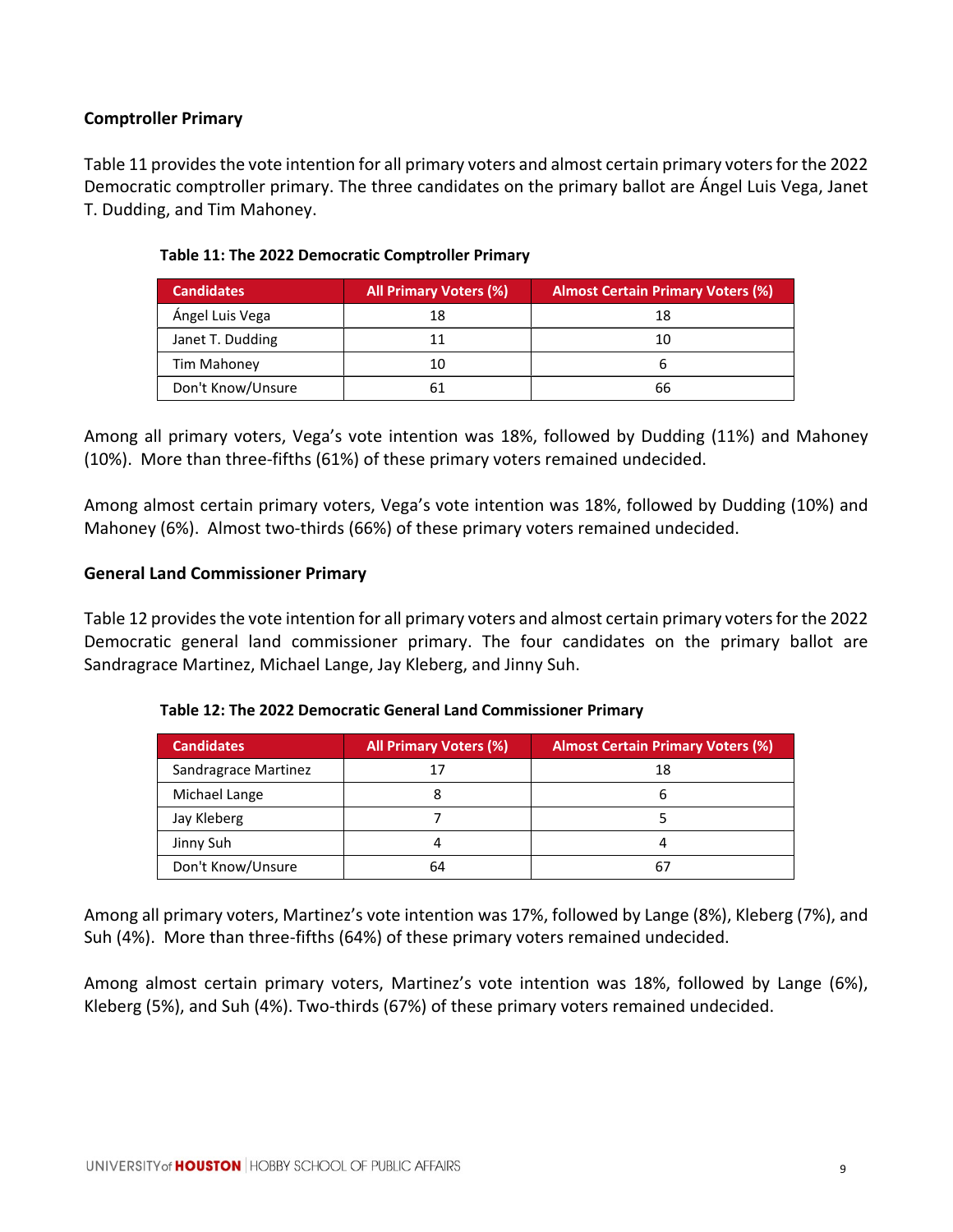### Comptroller Primary

Table 11 provides the vote intention for all primary voters and almost certain primary voters for the 2022 Democratic comptroller primary. The three candidates on the primary ballot are Ángel Luis Vega, Janet T. Dudding, and Tim Mahoney.

**Table 11: The 2022 Democratic Comptroller Primary**

| Candidates | All Primary Voters (%) | Almost Certain Primary Voters (%) |
|---|---|---|
| Ángel Luis Vega | 18 | 18 |
| Janet T. Dudding | 11 | 10 |
| Tim Mahoney | 10 | 6 |
| Don't Know/Unsure | 61 | 66 |

Among all primary voters, Vega's vote intention was 18%, followed by Dudding (11%) and Mahoney (10%). More than three-fifths (61%) of these primary voters remained undecided.

Among almost certain primary voters, Vega's vote intention was 18%, followed by Dudding (10%) and Mahoney (6%). Almost two-thirds (66%) of these primary voters remained undecided.

### General Land Commissioner Primary

Table 12 provides the vote intention for all primary voters and almost certain primary voters for the 2022 Democratic general land commissioner primary. The four candidates on the primary ballot are Sandragrace Martinez, Michael Lange, Jay Kleberg, and Jinny Suh.

**Table 12: The 2022 Democratic General Land Commissioner Primary**

| Candidates | All Primary Voters (%) | Almost Certain Primary Voters (%) |
|---|---|---|
| Sandragrace Martinez | 17 | 18 |
| Michael Lange | 8 | 6 |
| Jay Kleberg | 7 | 5 |
| Jinny Suh | 4 | 4 |
| Don't Know/Unsure | 64 | 67 |

Among all primary voters, Martinez's vote intention was 17%, followed by Lange (8%), Kleberg (7%), and Suh (4%). More than three-fifths (64%) of these primary voters remained undecided.

Among almost certain primary voters, Martinez's vote intention was 18%, followed by Lange (6%), Kleberg (5%), and Suh (4%). Two-thirds (67%) of these primary voters remained undecided.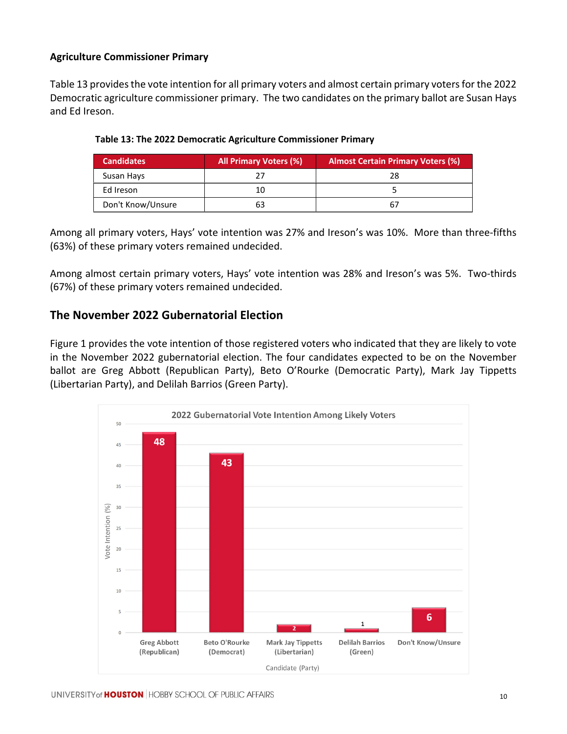### Agriculture Commissioner Primary

Table 13 provides the vote intention for all primary voters and almost certain primary voters for the 2022 Democratic agriculture commissioner primary. The two candidates on the primary ballot are Susan Hays and Ed Ireson.

**Table 13: The 2022 Democratic Agriculture Commissioner Primary**

| Candidates | All Primary Voters (%) | Almost Certain Primary Voters (%) |
|---|---|---|
| Susan Hays | 27 | 28 |
| Ed Ireson | 10 | 5 |
| Don't Know/Unsure | 63 | 67 |

Among all primary voters, Hays' vote intention was 27% and Ireson's was 10%. More than three-fifths (63%) of these primary voters remained undecided.

Among almost certain primary voters, Hays' vote intention was 28% and Ireson's was 5%. Two-thirds (67%) of these primary voters remained undecided.

## The November 2022 Gubernatorial Election

Figure 1 provides the vote intention of those registered voters who indicated that they are likely to vote in the November 2022 gubernatorial election. The four candidates expected to be on the November ballot are Greg Abbott (Republican Party), Beto O'Rourke (Democratic Party), Mark Jay Tippetts (Libertarian Party), and Delilah Barrios (Green Party).

**2022 Gubernatorial Vote Intention Among Likely Voters**

| Candidate (Party) | Vote Intention (%) |
|---|---|
| Greg Abbott (Republican) | 48 |
| Beto O'Rourke (Democrat) | 43 |
| Mark Jay Tippetts (Libertarian) | 2 |
| Delilah Barrios (Green) | 1 |
| Don't Know/Unsure | 6 |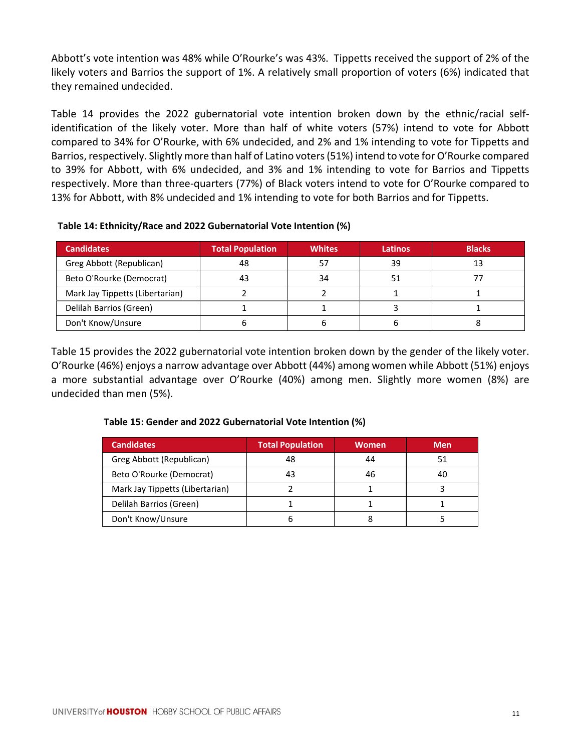Abbott's vote intention was 48% while O'Rourke's was 43%. Tippetts received the support of 2% of the likely voters and Barrios the support of 1%. A relatively small proportion of voters (6%) indicated that they remained undecided.

Table 14 provides the 2022 gubernatorial vote intention broken down by the ethnic/racial self-identification of the likely voter. More than half of white voters (57%) intend to vote for Abbott compared to 34% for O'Rourke, with 6% undecided, and 2% and 1% intending to vote for Tippetts and Barrios, respectively. Slightly more than half of Latino voters (51%) intend to vote for O'Rourke compared to 39% for Abbott, with 6% undecided, and 3% and 1% intending to vote for Barrios and Tippetts respectively. More than three-quarters (77%) of Black voters intend to vote for O'Rourke compared to 13% for Abbott, with 8% undecided and 1% intending to vote for both Barrios and for Tippetts.

**Table 14: Ethnicity/Race and 2022 Gubernatorial Vote Intention (%)**

| Candidates | Total Population | Whites | Latinos | Blacks |
|---|---|---|---|---|
| Greg Abbott (Republican) | 48 | 57 | 39 | 13 |
| Beto O'Rourke (Democrat) | 43 | 34 | 51 | 77 |
| Mark Jay Tippetts (Libertarian) | 2 | 2 | 1 | 1 |
| Delilah Barrios (Green) | 1 | 1 | 3 | 1 |
| Don't Know/Unsure | 6 | 6 | 6 | 8 |

Table 15 provides the 2022 gubernatorial vote intention broken down by the gender of the likely voter. O'Rourke (46%) enjoys a narrow advantage over Abbott (44%) among women while Abbott (51%) enjoys a more substantial advantage over O'Rourke (40%) among men. Slightly more women (8%) are undecided than men (5%).

**Table 15: Gender and 2022 Gubernatorial Vote Intention (%)**

| Candidates | Total Population | Women | Men |
|---|---|---|---|
| Greg Abbott (Republican) | 48 | 44 | 51 |
| Beto O'Rourke (Democrat) | 43 | 46 | 40 |
| Mark Jay Tippetts (Libertarian) | 2 | 1 | 3 |
| Delilah Barrios (Green) | 1 | 1 | 1 |
| Don't Know/Unsure | 6 | 8 | 5 |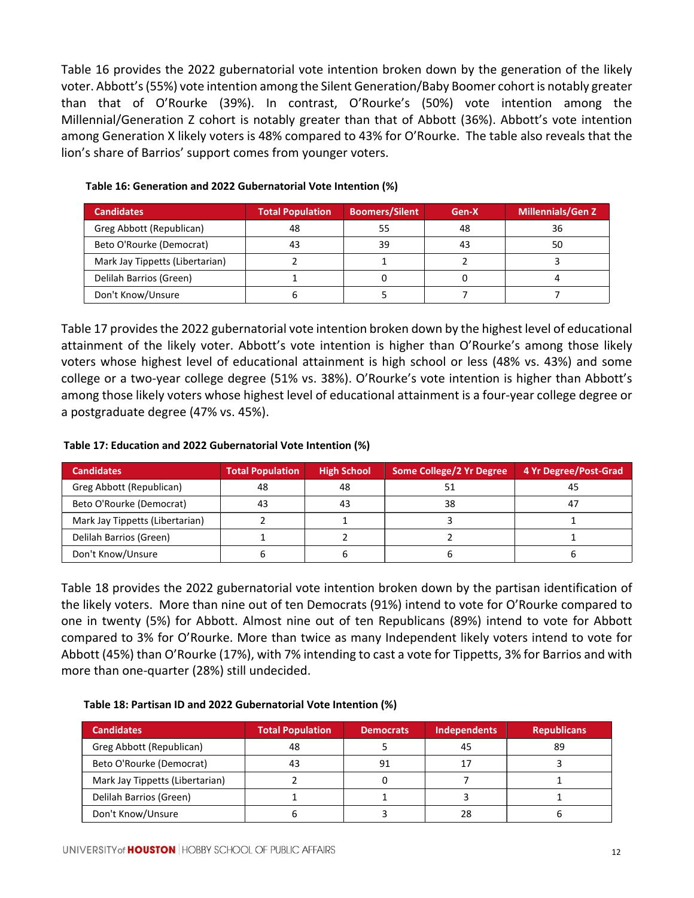Table 16 provides the 2022 gubernatorial vote intention broken down by the generation of the likely voter. Abbott's (55%) vote intention among the Silent Generation/Baby Boomer cohort is notably greater than that of O'Rourke (39%). In contrast, O'Rourke's (50%) vote intention among the Millennial/Generation Z cohort is notably greater than that of Abbott (36%). Abbott's vote intention among Generation X likely voters is 48% compared to 43% for O'Rourke. The table also reveals that the lion's share of Barrios' support comes from younger voters.

**Table 16: Generation and 2022 Gubernatorial Vote Intention (%)**

| Candidates | Total Population | Boomers/Silent | Gen-X | Millennials/Gen Z |
|---|---|---|---|---|
| Greg Abbott (Republican) | 48 | 55 | 48 | 36 |
| Beto O'Rourke (Democrat) | 43 | 39 | 43 | 50 |
| Mark Jay Tippetts (Libertarian) | 2 | 1 | 2 | 3 |
| Delilah Barrios (Green) | 1 | 0 | 0 | 4 |
| Don't Know/Unsure | 6 | 5 | 7 | 7 |

Table 17 provides the 2022 gubernatorial vote intention broken down by the highest level of educational attainment of the likely voter. Abbott's vote intention is higher than O'Rourke's among those likely voters whose highest level of educational attainment is high school or less (48% vs. 43%) and some college or a two-year college degree (51% vs. 38%). O'Rourke's vote intention is higher than Abbott's among those likely voters whose highest level of educational attainment is a four-year college degree or a postgraduate degree (47% vs. 45%).

**Table 17: Education and 2022 Gubernatorial Vote Intention (%)**

| Candidates | Total Population | High School | Some College/2 Yr Degree | 4 Yr Degree/Post-Grad |
|---|---|---|---|---|
| Greg Abbott (Republican) | 48 | 48 | 51 | 45 |
| Beto O'Rourke (Democrat) | 43 | 43 | 38 | 47 |
| Mark Jay Tippetts (Libertarian) | 2 | 1 | 3 | 1 |
| Delilah Barrios (Green) | 1 | 2 | 2 | 1 |
| Don't Know/Unsure | 6 | 6 | 6 | 6 |

Table 18 provides the 2022 gubernatorial vote intention broken down by the partisan identification of the likely voters. More than nine out of ten Democrats (91%) intend to vote for O'Rourke compared to one in twenty (5%) for Abbott. Almost nine out of ten Republicans (89%) intend to vote for Abbott compared to 3% for O'Rourke. More than twice as many Independent likely voters intend to vote for Abbott (45%) than O'Rourke (17%), with 7% intending to cast a vote for Tippetts, 3% for Barrios and with more than one-quarter (28%) still undecided.

**Table 18: Partisan ID and 2022 Gubernatorial Vote Intention (%)**

| Candidates | Total Population | Democrats | Independents | Republicans |
|---|---|---|---|---|
| Greg Abbott (Republican) | 48 | 5 | 45 | 89 |
| Beto O'Rourke (Democrat) | 43 | 91 | 17 | 3 |
| Mark Jay Tippetts (Libertarian) | 2 | 0 | 7 | 1 |
| Delilah Barrios (Green) | 1 | 1 | 3 | 1 |
| Don't Know/Unsure | 6 | 3 | 28 | 6 |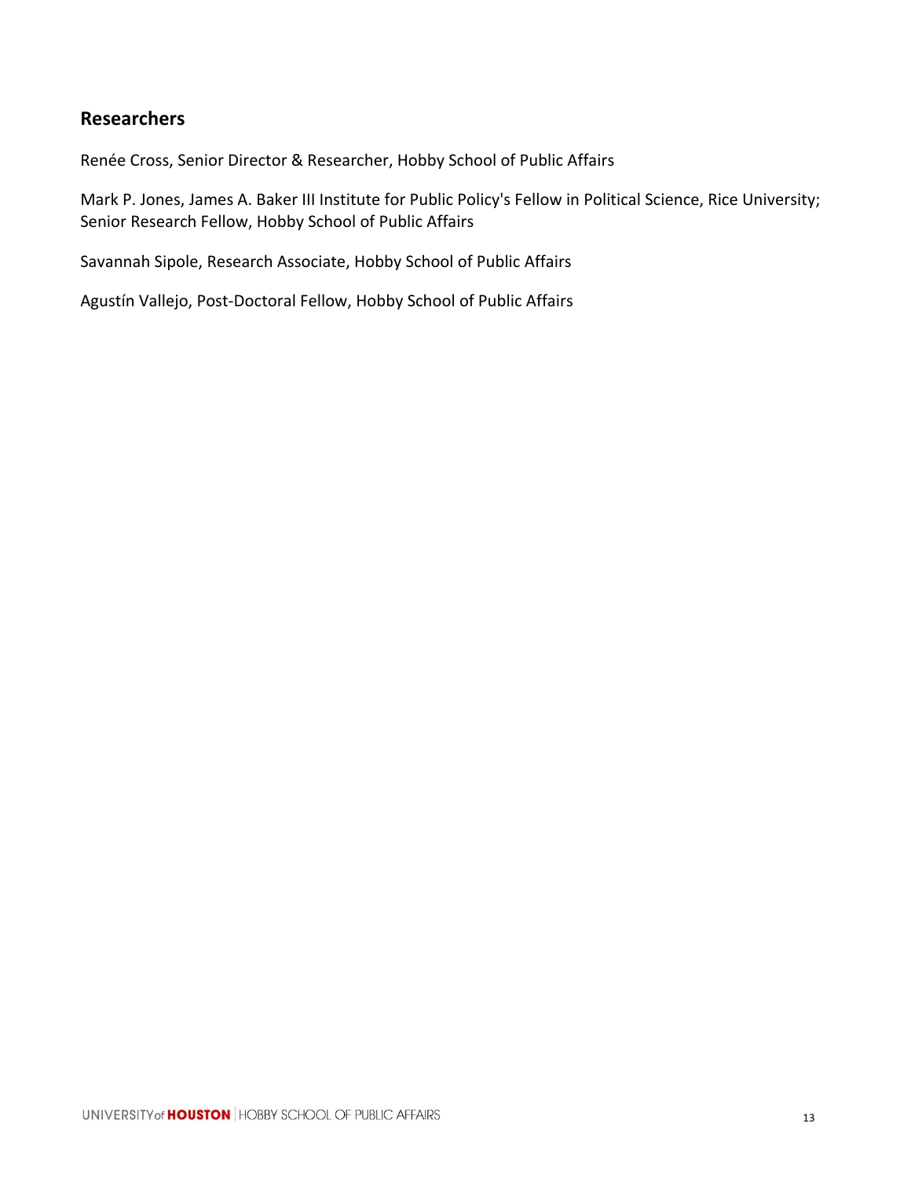## Researchers

Renée Cross, Senior Director & Researcher, Hobby School of Public Affairs

Mark P. Jones, James A. Baker III Institute for Public Policy's Fellow in Political Science, Rice University; Senior Research Fellow, Hobby School of Public Affairs

Savannah Sipole, Research Associate, Hobby School of Public Affairs

Agustín Vallejo, Post-Doctoral Fellow, Hobby School of Public Affairs